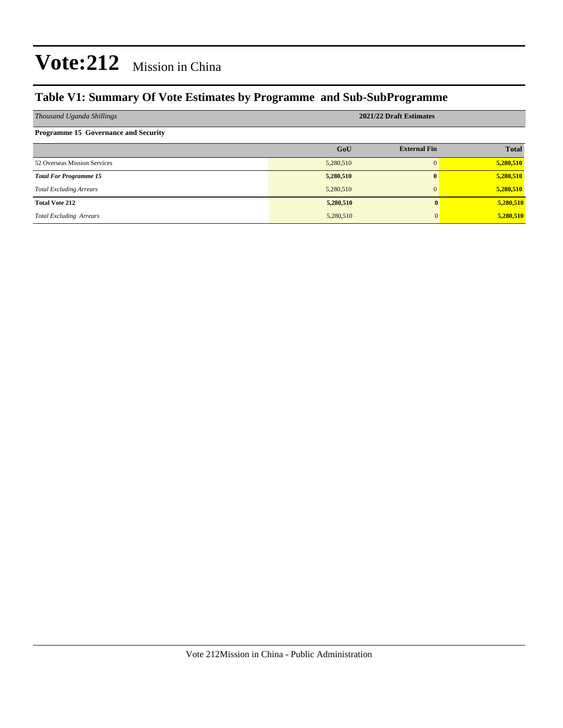# Vote:212 Mission in China

## Table V1: Summary Of Vote Estimates by Programme and Sub-SubProgramme

| *Thousand Uganda Shillings* | 2021/22 Draft Estimates | | |
|---|---|---|---|
| **Programme 15 Governance and Security** | | | |
| | **GoU** | **External Fin** | **Total** |
| 52 Overseas Mission Services | 5,280,510 | 0 | **5,280,510** |
| ***Total For Programme 15*** | **5,280,510** | **0** | **5,280,510** |
| *Total Excluding Arrears* | 5,280,510 | 0 | **5,280,510** |
| **Total Vote 212** | **5,280,510** | **0** | **5,280,510** |
| *Total Excluding Arrears* | 5,280,510 | 0 | **5,280,510** |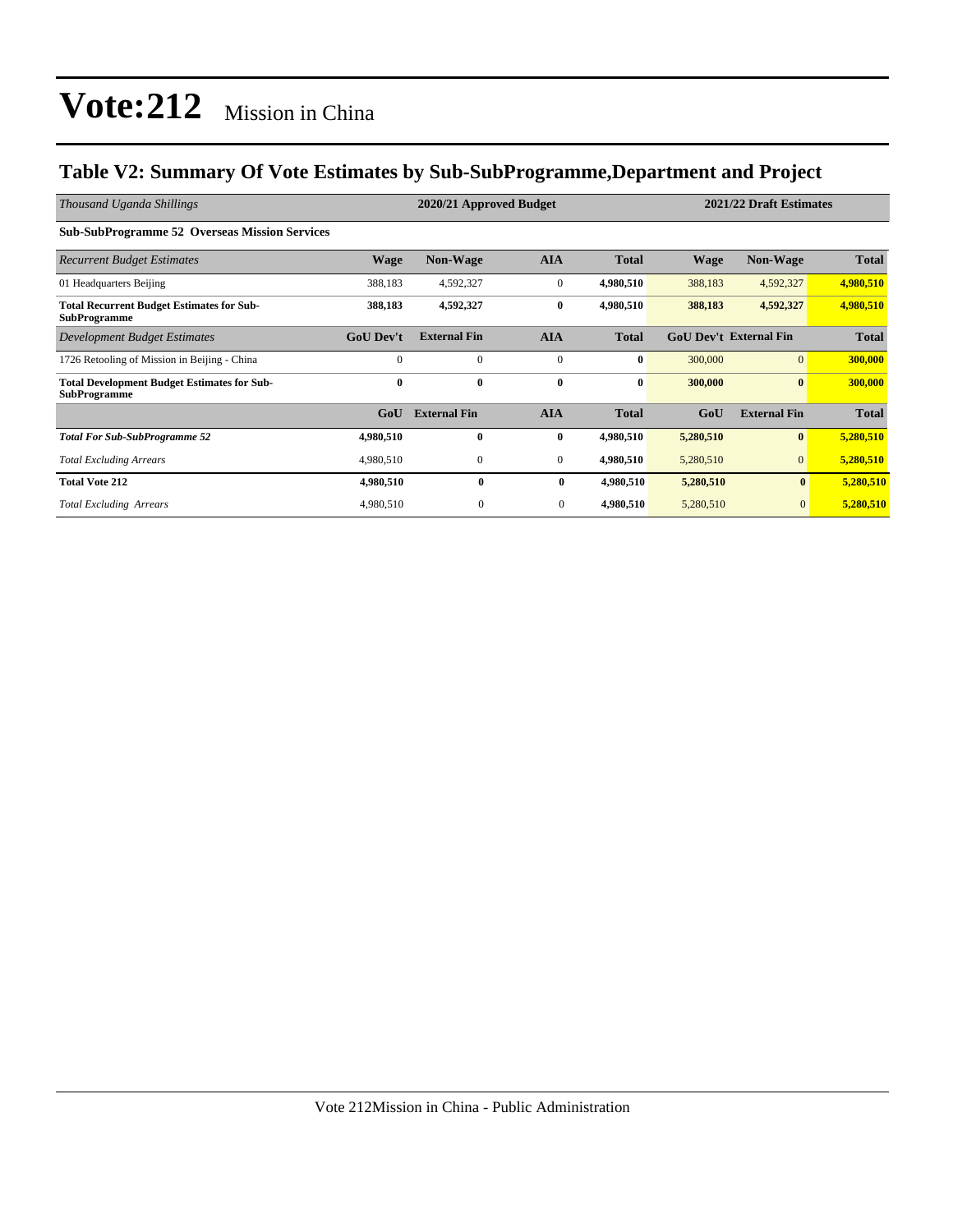# Vote:212 Mission in China

## Table V2: Summary Of Vote Estimates by Sub-SubProgramme,Department and Project

| *Thousand Uganda Shillings* | 2020/21 Approved Budget | | | | 2021/22 Draft Estimates | | |
|---|---|---|---|---|---|---|---|
| **Sub-SubProgramme 52 Overseas Mission Services** | | | | | | | |
| *Recurrent Budget Estimates* | **Wage** | **Non-Wage** | **AIA** | **Total** | **Wage** | **Non-Wage** | **Total** |
| 01 Headquarters Beijing | 388,183 | 4,592,327 | 0 | **4,980,510** | 388,183 | 4,592,327 | **4,980,510** |
| **Total Recurrent Budget Estimates for Sub-SubProgramme** | **388,183** | **4,592,327** | **0** | **4,980,510** | **388,183** | **4,592,327** | **4,980,510** |
| *Development Budget Estimates* | **GoU Dev't** | **External Fin** | **AIA** | **Total** | **GoU Dev't** | **External Fin** | **Total** |
| 1726 Retooling of Mission in Beijing - China | 0 | 0 | 0 | **0** | 300,000 | 0 | **300,000** |
| **Total Development Budget Estimates for Sub-SubProgramme** | **0** | **0** | **0** | **0** | **300,000** | **0** | **300,000** |
| | **GoU** | **External Fin** | **AIA** | **Total** | **GoU** | **External Fin** | **Total** |
| ***Total For Sub-SubProgramme 52*** | **4,980,510** | **0** | **0** | **4,980,510** | **5,280,510** | **0** | **5,280,510** |
| *Total Excluding Arrears* | 4,980,510 | 0 | 0 | **4,980,510** | 5,280,510 | 0 | **5,280,510** |
| **Total Vote 212** | **4,980,510** | **0** | **0** | **4,980,510** | **5,280,510** | **0** | **5,280,510** |
| *Total Excluding Arrears* | 4,980,510 | 0 | 0 | **4,980,510** | 5,280,510 | 0 | **5,280,510** |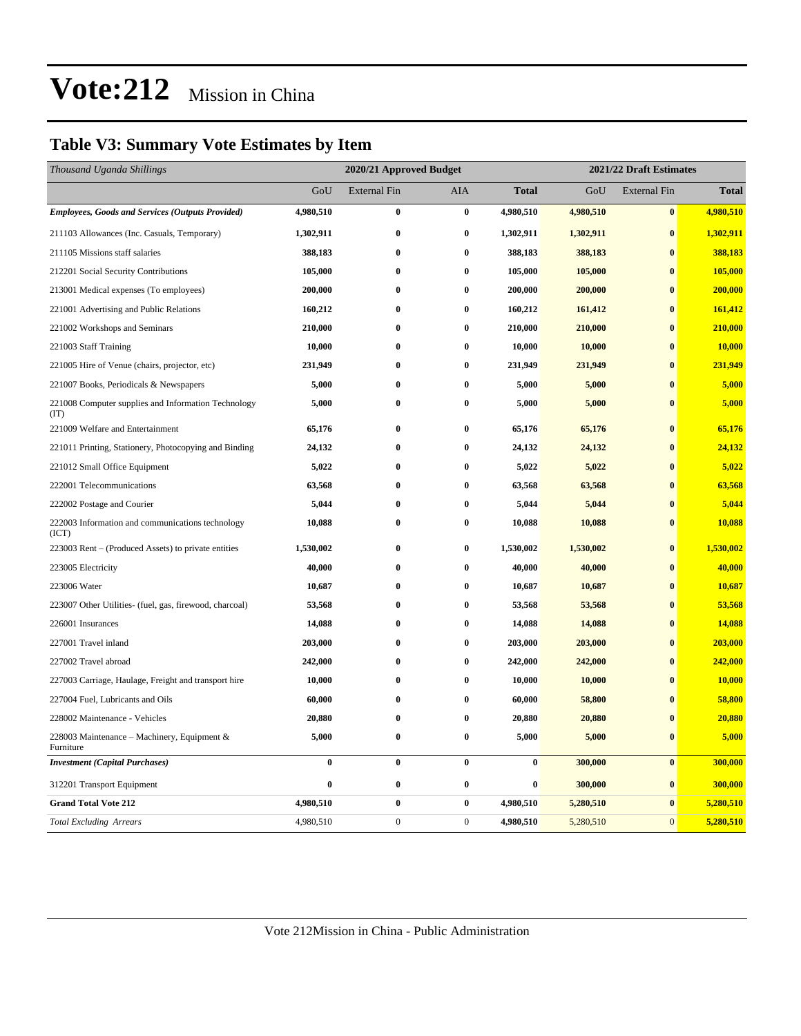# Vote:212 Mission in China

## Table V3: Summary Vote Estimates by Item

| *Thousand Uganda Shillings* | 2020/21 Approved Budget | | | | 2021/22 Draft Estimates | | |
|---|---|---|---|---|---|---|---|
| | GoU | External Fin | AIA | **Total** | GoU | External Fin | **Total** |
| ***Employees, Goods and Services (Outputs Provided)*** | **4,980,510** | **0** | **0** | **4,980,510** | **4,980,510** | **0** | **4,980,510** |
| 211103 Allowances (Inc. Casuals, Temporary) | **1,302,911** | **0** | **0** | **1,302,911** | **1,302,911** | **0** | **1,302,911** |
| 211105 Missions staff salaries | **388,183** | **0** | **0** | **388,183** | **388,183** | **0** | **388,183** |
| 212201 Social Security Contributions | **105,000** | **0** | **0** | **105,000** | **105,000** | **0** | **105,000** |
| 213001 Medical expenses (To employees) | **200,000** | **0** | **0** | **200,000** | **200,000** | **0** | **200,000** |
| 221001 Advertising and Public Relations | **160,212** | **0** | **0** | **160,212** | **161,412** | **0** | **161,412** |
| 221002 Workshops and Seminars | **210,000** | **0** | **0** | **210,000** | **210,000** | **0** | **210,000** |
| 221003 Staff Training | **10,000** | **0** | **0** | **10,000** | **10,000** | **0** | **10,000** |
| 221005 Hire of Venue (chairs, projector, etc) | **231,949** | **0** | **0** | **231,949** | **231,949** | **0** | **231,949** |
| 221007 Books, Periodicals & Newspapers | **5,000** | **0** | **0** | **5,000** | **5,000** | **0** | **5,000** |
| 221008 Computer supplies and Information Technology (IT) | **5,000** | **0** | **0** | **5,000** | **5,000** | **0** | **5,000** |
| 221009 Welfare and Entertainment | **65,176** | **0** | **0** | **65,176** | **65,176** | **0** | **65,176** |
| 221011 Printing, Stationery, Photocopying and Binding | **24,132** | **0** | **0** | **24,132** | **24,132** | **0** | **24,132** |
| 221012 Small Office Equipment | **5,022** | **0** | **0** | **5,022** | **5,022** | **0** | **5,022** |
| 222001 Telecommunications | **63,568** | **0** | **0** | **63,568** | **63,568** | **0** | **63,568** |
| 222002 Postage and Courier | **5,044** | **0** | **0** | **5,044** | **5,044** | **0** | **5,044** |
| 222003 Information and communications technology (ICT) | **10,088** | **0** | **0** | **10,088** | **10,088** | **0** | **10,088** |
| 223003 Rent – (Produced Assets) to private entities | **1,530,002** | **0** | **0** | **1,530,002** | **1,530,002** | **0** | **1,530,002** |
| 223005 Electricity | **40,000** | **0** | **0** | **40,000** | **40,000** | **0** | **40,000** |
| 223006 Water | **10,687** | **0** | **0** | **10,687** | **10,687** | **0** | **10,687** |
| 223007 Other Utilities- (fuel, gas, firewood, charcoal) | **53,568** | **0** | **0** | **53,568** | **53,568** | **0** | **53,568** |
| 226001 Insurances | **14,088** | **0** | **0** | **14,088** | **14,088** | **0** | **14,088** |
| 227001 Travel inland | **203,000** | **0** | **0** | **203,000** | **203,000** | **0** | **203,000** |
| 227002 Travel abroad | **242,000** | **0** | **0** | **242,000** | **242,000** | **0** | **242,000** |
| 227003 Carriage, Haulage, Freight and transport hire | **10,000** | **0** | **0** | **10,000** | **10,000** | **0** | **10,000** |
| 227004 Fuel, Lubricants and Oils | **60,000** | **0** | **0** | **60,000** | **58,800** | **0** | **58,800** |
| 228002 Maintenance - Vehicles | **20,880** | **0** | **0** | **20,880** | **20,880** | **0** | **20,880** |
| 228003 Maintenance – Machinery, Equipment & Furniture | **5,000** | **0** | **0** | **5,000** | **5,000** | **0** | **5,000** |
| ***Investment (Capital Purchases)*** | **0** | **0** | **0** | **0** | **300,000** | **0** | **300,000** |
| 312201 Transport Equipment | **0** | **0** | **0** | **0** | **300,000** | **0** | **300,000** |
| **Grand Total Vote 212** | **4,980,510** | **0** | **0** | **4,980,510** | **5,280,510** | **0** | **5,280,510** |
| *Total Excluding Arrears* | 4,980,510 | 0 | 0 | **4,980,510** | 5,280,510 | 0 | **5,280,510** |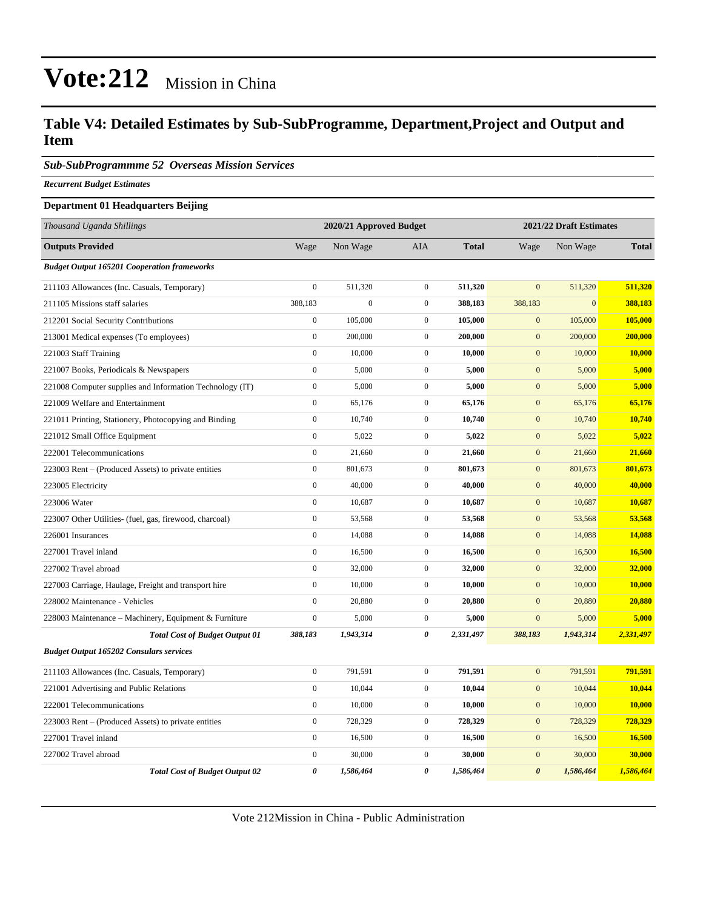# Vote:212 Mission in China

## Table V4: Detailed Estimates by Sub-SubProgramme, Department,Project and Output and Item

### *Sub-SubProgrammme 52 Overseas Mission Services*

***Recurrent Budget Estimates***

**Department 01 Headquarters Beijing**

| *Thousand Uganda Shillings* | 2020/21 Approved Budget | | | | 2021/22 Draft Estimates | | |
|---|---|---|---|---|---|---|---|
| **Outputs Provided** | Wage | Non Wage | AIA | **Total** | Wage | Non Wage | **Total** |
| ***Budget Output 165201 Cooperation frameworks*** | | | | | | | |
| 211103 Allowances (Inc. Casuals, Temporary) | 0 | 511,320 | 0 | **511,320** | 0 | 511,320 | **511,320** |
| 211105 Missions staff salaries | 388,183 | 0 | 0 | **388,183** | 388,183 | 0 | **388,183** |
| 212201 Social Security Contributions | 0 | 105,000 | 0 | **105,000** | 0 | 105,000 | **105,000** |
| 213001 Medical expenses (To employees) | 0 | 200,000 | 0 | **200,000** | 0 | 200,000 | **200,000** |
| 221003 Staff Training | 0 | 10,000 | 0 | **10,000** | 0 | 10,000 | **10,000** |
| 221007 Books, Periodicals & Newspapers | 0 | 5,000 | 0 | **5,000** | 0 | 5,000 | **5,000** |
| 221008 Computer supplies and Information Technology (IT) | 0 | 5,000 | 0 | **5,000** | 0 | 5,000 | **5,000** |
| 221009 Welfare and Entertainment | 0 | 65,176 | 0 | **65,176** | 0 | 65,176 | **65,176** |
| 221011 Printing, Stationery, Photocopying and Binding | 0 | 10,740 | 0 | **10,740** | 0 | 10,740 | **10,740** |
| 221012 Small Office Equipment | 0 | 5,022 | 0 | **5,022** | 0 | 5,022 | **5,022** |
| 222001 Telecommunications | 0 | 21,660 | 0 | **21,660** | 0 | 21,660 | **21,660** |
| 223003 Rent – (Produced Assets) to private entities | 0 | 801,673 | 0 | **801,673** | 0 | 801,673 | **801,673** |
| 223005 Electricity | 0 | 40,000 | 0 | **40,000** | 0 | 40,000 | **40,000** |
| 223006 Water | 0 | 10,687 | 0 | **10,687** | 0 | 10,687 | **10,687** |
| 223007 Other Utilities- (fuel, gas, firewood, charcoal) | 0 | 53,568 | 0 | **53,568** | 0 | 53,568 | **53,568** |
| 226001 Insurances | 0 | 14,088 | 0 | **14,088** | 0 | 14,088 | **14,088** |
| 227001 Travel inland | 0 | 16,500 | 0 | **16,500** | 0 | 16,500 | **16,500** |
| 227002 Travel abroad | 0 | 32,000 | 0 | **32,000** | 0 | 32,000 | **32,000** |
| 227003 Carriage, Haulage, Freight and transport hire | 0 | 10,000 | 0 | **10,000** | 0 | 10,000 | **10,000** |
| 228002 Maintenance - Vehicles | 0 | 20,880 | 0 | **20,880** | 0 | 20,880 | **20,880** |
| 228003 Maintenance – Machinery, Equipment & Furniture | 0 | 5,000 | 0 | **5,000** | 0 | 5,000 | **5,000** |
| ***Total Cost of Budget Output 01*** | ***388,183*** | ***1,943,314*** | ***0*** | ***2,331,497*** | ***388,183*** | ***1,943,314*** | ***2,331,497*** |
| ***Budget Output 165202 Consulars services*** | | | | | | | |
| 211103 Allowances (Inc. Casuals, Temporary) | 0 | 791,591 | 0 | **791,591** | 0 | 791,591 | **791,591** |
| 221001 Advertising and Public Relations | 0 | 10,044 | 0 | **10,044** | 0 | 10,044 | **10,044** |
| 222001 Telecommunications | 0 | 10,000 | 0 | **10,000** | 0 | 10,000 | **10,000** |
| 223003 Rent – (Produced Assets) to private entities | 0 | 728,329 | 0 | **728,329** | 0 | 728,329 | **728,329** |
| 227001 Travel inland | 0 | 16,500 | 0 | **16,500** | 0 | 16,500 | **16,500** |
| 227002 Travel abroad | 0 | 30,000 | 0 | **30,000** | 0 | 30,000 | **30,000** |
| ***Total Cost of Budget Output 02*** | ***0*** | ***1,586,464*** | ***0*** | ***1,586,464*** | ***0*** | ***1,586,464*** | ***1,586,464*** |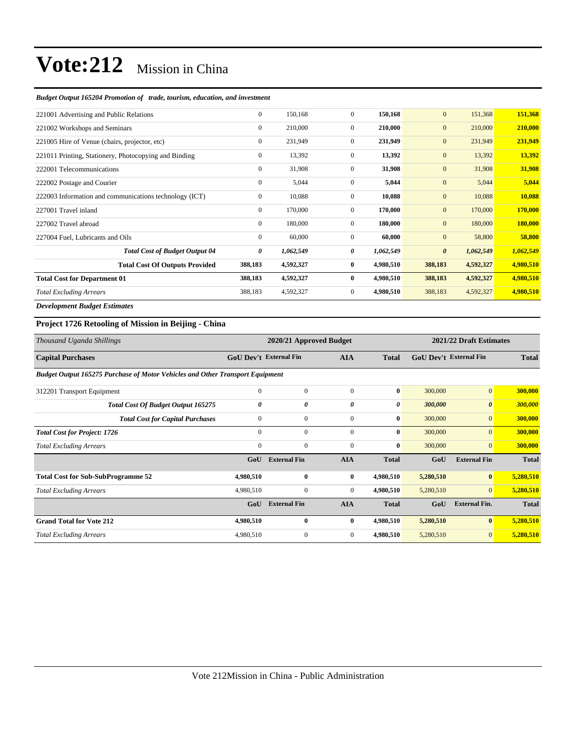# Vote:212 Mission in China

*Budget Output 165204 Promotion of trade, tourism, education, and investment*

| | | | | | | | |
|---|---|---|---|---|---|---|---|
| 221001 Advertising and Public Relations | 0 | 150,168 | 0 | **150,168** | 0 | 151,368 | **151,368** |
| 221002 Workshops and Seminars | 0 | 210,000 | 0 | **210,000** | 0 | 210,000 | **210,000** |
| 221005 Hire of Venue (chairs, projector, etc) | 0 | 231,949 | 0 | **231,949** | 0 | 231,949 | **231,949** |
| 221011 Printing, Stationery, Photocopying and Binding | 0 | 13,392 | 0 | **13,392** | 0 | 13,392 | **13,392** |
| 222001 Telecommunications | 0 | 31,908 | 0 | **31,908** | 0 | 31,908 | **31,908** |
| 222002 Postage and Courier | 0 | 5,044 | 0 | **5,044** | 0 | 5,044 | **5,044** |
| 222003 Information and communications technology (ICT) | 0 | 10,088 | 0 | **10,088** | 0 | 10,088 | **10,088** |
| 227001 Travel inland | 0 | 170,000 | 0 | **170,000** | 0 | 170,000 | **170,000** |
| 227002 Travel abroad | 0 | 180,000 | 0 | **180,000** | 0 | 180,000 | **180,000** |
| 227004 Fuel, Lubricants and Oils | 0 | 60,000 | 0 | **60,000** | 0 | 58,800 | **58,800** |
| ***Total Cost of Budget Output 04*** | ***0*** | ***1,062,549*** | ***0*** | ***1,062,549*** | ***0*** | ***1,062,549*** | ***1,062,549*** |
| **Total Cost Of Outputs Provided** | **388,183** | **4,592,327** | **0** | **4,980,510** | **388,183** | **4,592,327** | **4,980,510** |
| **Total Cost for Department 01** | **388,183** | **4,592,327** | **0** | **4,980,510** | **388,183** | **4,592,327** | **4,980,510** |
| *Total Excluding Arrears* | 388,183 | 4,592,327 | 0 | **4,980,510** | 388,183 | 4,592,327 | **4,980,510** |

***Development Budget Estimates***

**Project 1726 Retooling of Mission in Beijing - China**

| *Thousand Uganda Shillings* | 2020/21 Approved Budget | | | | 2021/22 Draft Estimates | | |
|---|---|---|---|---|---|---|---|
| **Capital Purchases** | **GoU Dev't** | **External Fin** | **AIA** | **Total** | **GoU Dev't** | **External Fin** | **Total** |
| ***Budget Output 165275 Purchase of Motor Vehicles and Other Transport Equipment*** | | | | | | | |
| 312201 Transport Equipment | 0 | 0 | 0 | **0** | 300,000 | 0 | **300,000** |
| ***Total Cost Of Budget Output 165275*** | ***0*** | ***0*** | ***0*** | ***0*** | ***300,000*** | ***0*** | ***300,000*** |
| ***Total Cost for Capital Purchases*** | 0 | 0 | 0 | **0** | 300,000 | 0 | **300,000** |
| ***Total Cost for Project: 1726*** | 0 | 0 | 0 | **0** | 300,000 | 0 | **300,000** |
| *Total Excluding Arrears* | 0 | 0 | 0 | **0** | 300,000 | 0 | **300,000** |
| | **GoU** | **External Fin** | **AIA** | **Total** | **GoU** | **External Fin** | **Total** |
| **Total Cost for Sub-SubProgramme 52** | **4,980,510** | **0** | **0** | **4,980,510** | **5,280,510** | **0** | **5,280,510** |
| *Total Excluding Arrears* | 4,980,510 | 0 | 0 | **4,980,510** | 5,280,510 | 0 | **5,280,510** |
| | **GoU** | **External Fin** | **AIA** | **Total** | **GoU** | **External Fin.** | **Total** |
| **Grand Total for Vote 212** | **4,980,510** | **0** | **0** | **4,980,510** | **5,280,510** | **0** | **5,280,510** |
| *Total Excluding Arrears* | 4,980,510 | 0 | 0 | **4,980,510** | 5,280,510 | 0 | **5,280,510** |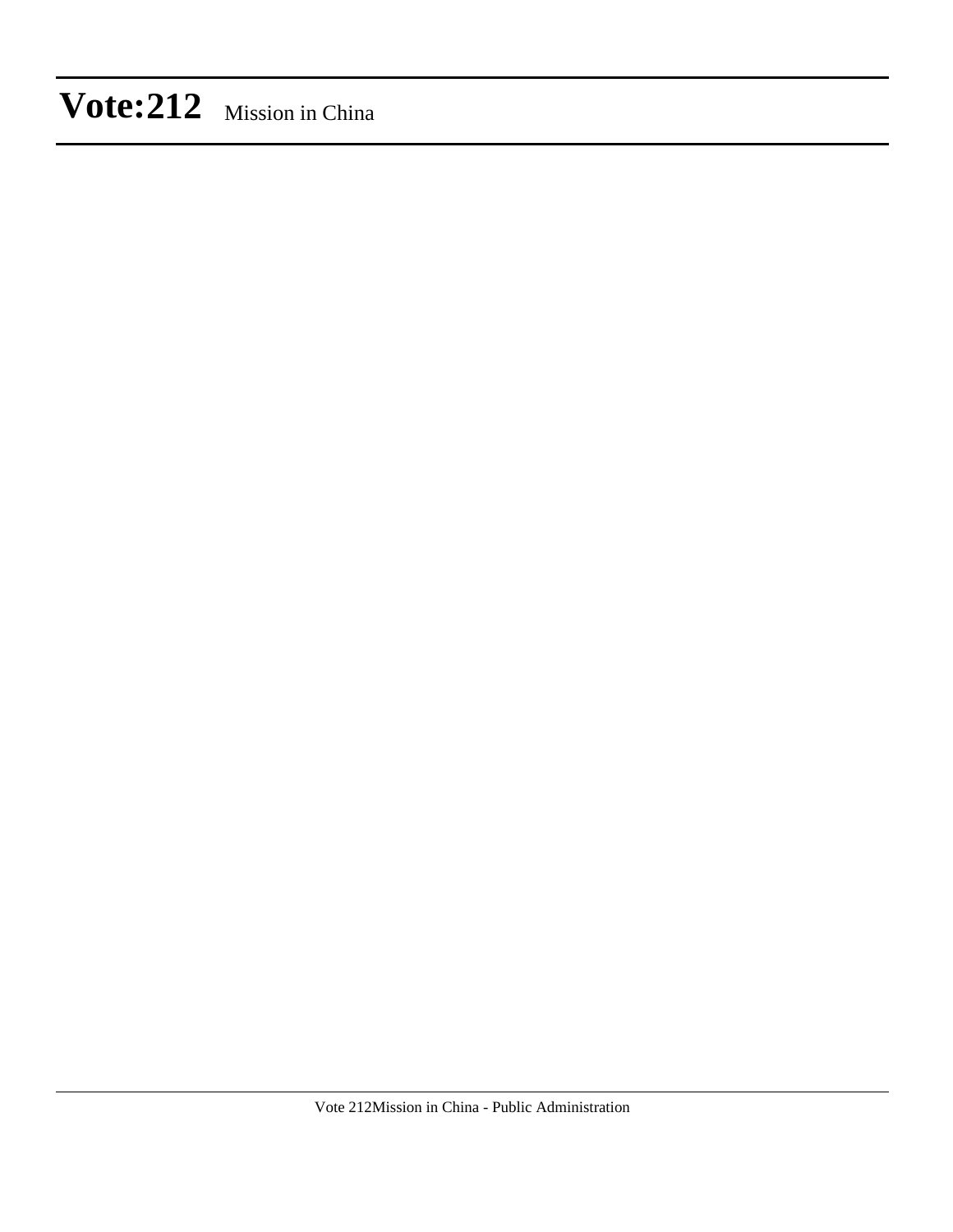# Vote:212 Mission in China